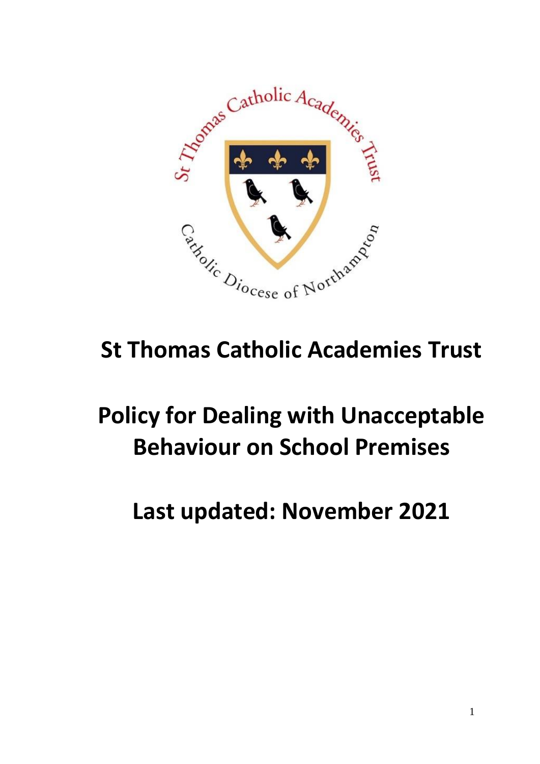# St Thomas Catholic Academies Trust

# Policy for Dealing with Unacceptable Behaviour on School Premises

# Last updated: November 2021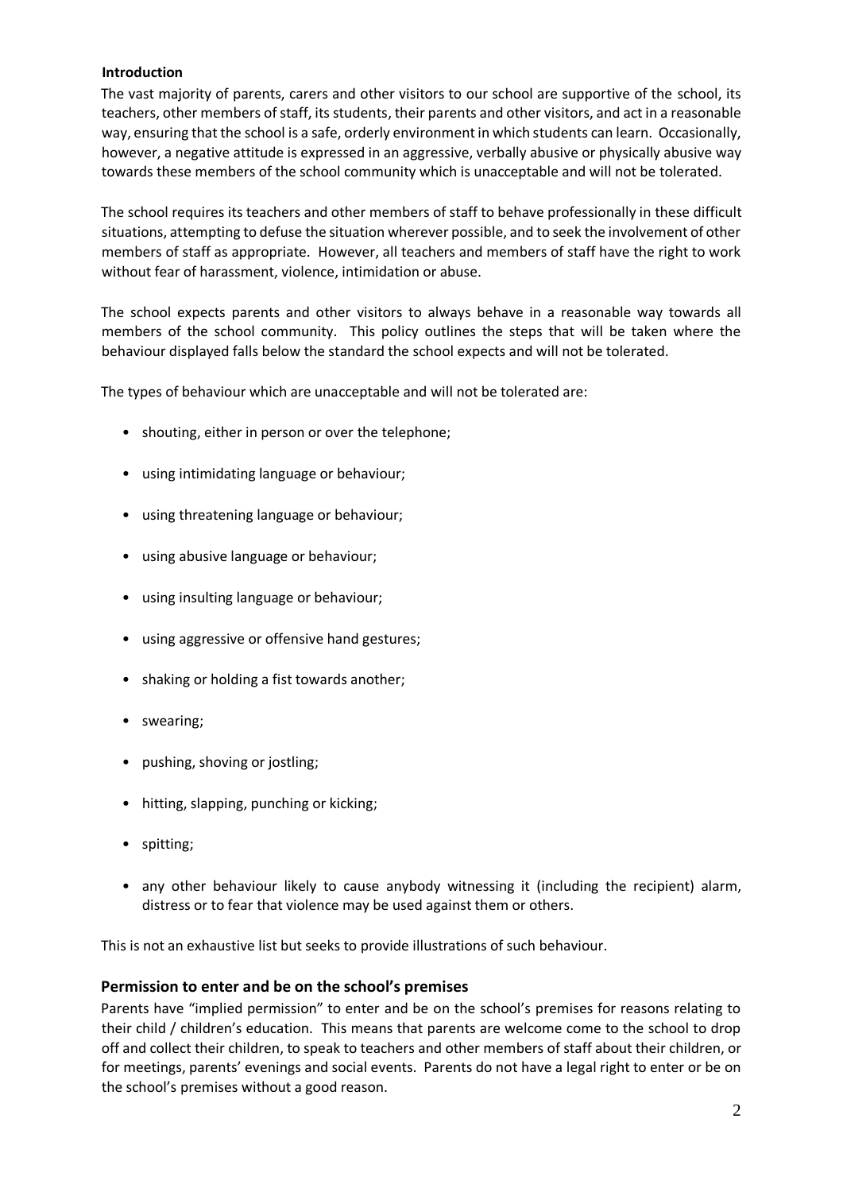**Introduction**

The vast majority of parents, carers and other visitors to our school are supportive of the school, its teachers, other members of staff, its students, their parents and other visitors, and act in a reasonable way, ensuring that the school is a safe, orderly environment in which students can learn. Occasionally, however, a negative attitude is expressed in an aggressive, verbally abusive or physically abusive way towards these members of the school community which is unacceptable and will not be tolerated.

The school requires its teachers and other members of staff to behave professionally in these difficult situations, attempting to defuse the situation wherever possible, and to seek the involvement of other members of staff as appropriate. However, all teachers and members of staff have the right to work without fear of harassment, violence, intimidation or abuse.

The school expects parents and other visitors to always behave in a reasonable way towards all members of the school community. This policy outlines the steps that will be taken where the behaviour displayed falls below the standard the school expects and will not be tolerated.

The types of behaviour which are unacceptable and will not be tolerated are:

- shouting, either in person or over the telephone;
- using intimidating language or behaviour;
- using threatening language or behaviour;
- using abusive language or behaviour;
- using insulting language or behaviour;
- using aggressive or offensive hand gestures;
- shaking or holding a fist towards another;
- swearing;
- pushing, shoving or jostling;
- hitting, slapping, punching or kicking;
- spitting;
- any other behaviour likely to cause anybody witnessing it (including the recipient) alarm, distress or to fear that violence may be used against them or others.

This is not an exhaustive list but seeks to provide illustrations of such behaviour.

## Permission to enter and be on the school's premises

Parents have "implied permission" to enter and be on the school's premises for reasons relating to their child / children's education. This means that parents are welcome come to the school to drop off and collect their children, to speak to teachers and other members of staff about their children, or for meetings, parents' evenings and social events. Parents do not have a legal right to enter or be on the school's premises without a good reason.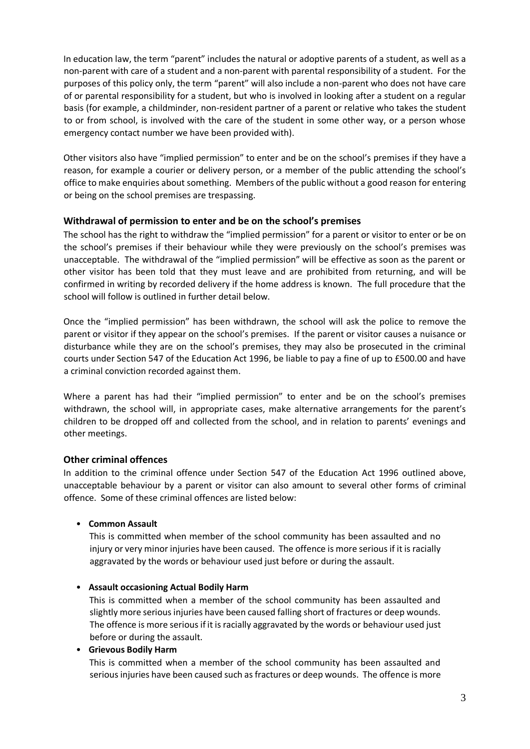In education law, the term "parent" includes the natural or adoptive parents of a student, as well as a non-parent with care of a student and a non-parent with parental responsibility of a student. For the purposes of this policy only, the term "parent" will also include a non-parent who does not have care of or parental responsibility for a student, but who is involved in looking after a student on a regular basis (for example, a childminder, non-resident partner of a parent or relative who takes the student to or from school, is involved with the care of the student in some other way, or a person whose emergency contact number we have been provided with).

Other visitors also have "implied permission" to enter and be on the school's premises if they have a reason, for example a courier or delivery person, or a member of the public attending the school's office to make enquiries about something. Members of the public without a good reason for entering or being on the school premises are trespassing.

### Withdrawal of permission to enter and be on the school's premises

The school has the right to withdraw the "implied permission" for a parent or visitor to enter or be on the school's premises if their behaviour while they were previously on the school's premises was unacceptable. The withdrawal of the "implied permission" will be effective as soon as the parent or other visitor has been told that they must leave and are prohibited from returning, and will be confirmed in writing by recorded delivery if the home address is known. The full procedure that the school will follow is outlined in further detail below.

Once the "implied permission" has been withdrawn, the school will ask the police to remove the parent or visitor if they appear on the school's premises. If the parent or visitor causes a nuisance or disturbance while they are on the school's premises, they may also be prosecuted in the criminal courts under Section 547 of the Education Act 1996, be liable to pay a fine of up to £500.00 and have a criminal conviction recorded against them.

Where a parent has had their "implied permission" to enter and be on the school's premises withdrawn, the school will, in appropriate cases, make alternative arrangements for the parent's children to be dropped off and collected from the school, and in relation to parents' evenings and other meetings.

### Other criminal offences

In addition to the criminal offence under Section 547 of the Education Act 1996 outlined above, unacceptable behaviour by a parent or visitor can also amount to several other forms of criminal offence. Some of these criminal offences are listed below:

- **Common Assault**
  This is committed when member of the school community has been assaulted and no injury or very minor injuries have been caused. The offence is more serious if it is racially aggravated by the words or behaviour used just before or during the assault.

- **Assault occasioning Actual Bodily Harm**
  This is committed when a member of the school community has been assaulted and slightly more serious injuries have been caused falling short of fractures or deep wounds. The offence is more serious if it is racially aggravated by the words or behaviour used just before or during the assault.
- **Grievous Bodily Harm**
  This is committed when a member of the school community has been assaulted and serious injuries have been caused such as fractures or deep wounds. The offence is more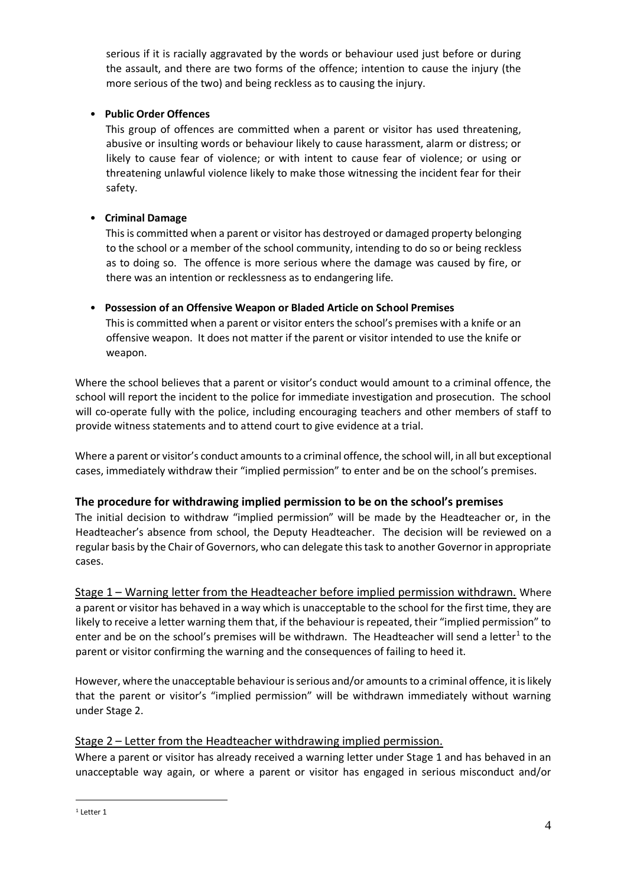serious if it is racially aggravated by the words or behaviour used just before or during the assault, and there are two forms of the offence; intention to cause the injury (the more serious of the two) and being reckless as to causing the injury.

- **Public Order Offences**
  This group of offences are committed when a parent or visitor has used threatening, abusive or insulting words or behaviour likely to cause harassment, alarm or distress; or likely to cause fear of violence; or with intent to cause fear of violence; or using or threatening unlawful violence likely to make those witnessing the incident fear for their safety.

- **Criminal Damage**
  This is committed when a parent or visitor has destroyed or damaged property belonging to the school or a member of the school community, intending to do so or being reckless as to doing so. The offence is more serious where the damage was caused by fire, or there was an intention or recklessness as to endangering life.

- **Possession of an Offensive Weapon or Bladed Article on School Premises**
  This is committed when a parent or visitor enters the school's premises with a knife or an offensive weapon. It does not matter if the parent or visitor intended to use the knife or weapon.

Where the school believes that a parent or visitor's conduct would amount to a criminal offence, the school will report the incident to the police for immediate investigation and prosecution. The school will co-operate fully with the police, including encouraging teachers and other members of staff to provide witness statements and to attend court to give evidence at a trial.

Where a parent or visitor's conduct amounts to a criminal offence, the school will, in all but exceptional cases, immediately withdraw their "implied permission" to enter and be on the school's premises.

### The procedure for withdrawing implied permission to be on the school's premises

The initial decision to withdraw "implied permission" will be made by the Headteacher or, in the Headteacher's absence from school, the Deputy Headteacher. The decision will be reviewed on a regular basis by the Chair of Governors, who can delegate this task to another Governor in appropriate cases.

Stage 1 – Warning letter from the Headteacher before implied permission withdrawn. Where a parent or visitor has behaved in a way which is unacceptable to the school for the first time, they are likely to receive a letter warning them that, if the behaviour is repeated, their "implied permission" to enter and be on the school's premises will be withdrawn. The Headteacher will send a letter[1] to the parent or visitor confirming the warning and the consequences of failing to heed it.

However, where the unacceptable behaviour is serious and/or amounts to a criminal offence, it is likely that the parent or visitor's "implied permission" will be withdrawn immediately without warning under Stage 2.

Stage 2 – Letter from the Headteacher withdrawing implied permission.

Where a parent or visitor has already received a warning letter under Stage 1 and has behaved in an unacceptable way again, or where a parent or visitor has engaged in serious misconduct and/or

[1] Letter 1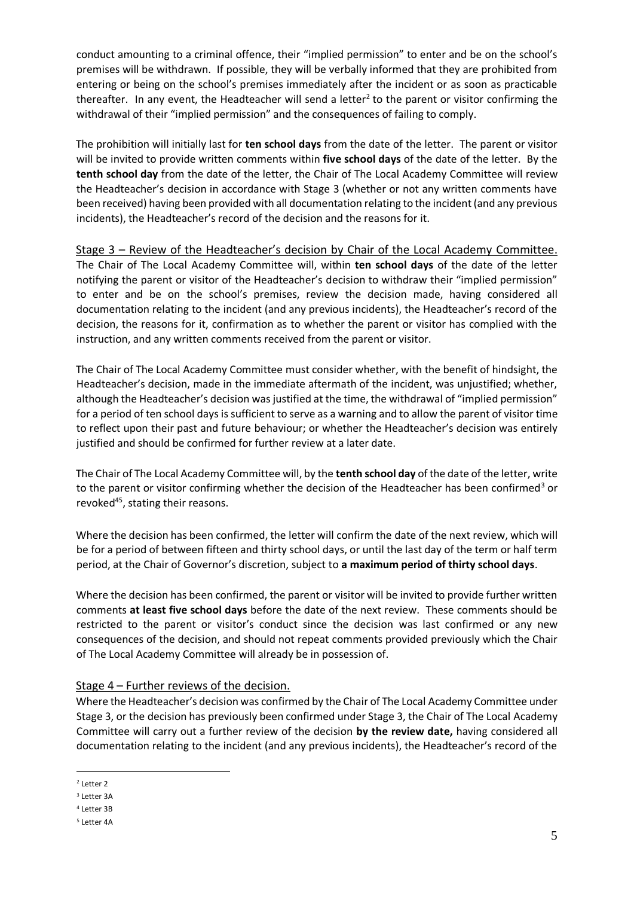conduct amounting to a criminal offence, their "implied permission" to enter and be on the school's premises will be withdrawn. If possible, they will be verbally informed that they are prohibited from entering or being on the school's premises immediately after the incident or as soon as practicable thereafter. In any event, the Headteacher will send a letter[2] to the parent or visitor confirming the withdrawal of their "implied permission" and the consequences of failing to comply.

The prohibition will initially last for **ten school days** from the date of the letter. The parent or visitor will be invited to provide written comments within **five school days** of the date of the letter. By the **tenth school day** from the date of the letter, the Chair of The Local Academy Committee will review the Headteacher's decision in accordance with Stage 3 (whether or not any written comments have been received) having been provided with all documentation relating to the incident (and any previous incidents), the Headteacher's record of the decision and the reasons for it.

### Stage 3 – Review of the Headteacher's decision by Chair of the Local Academy Committee.

The Chair of The Local Academy Committee will, within **ten school days** of the date of the letter notifying the parent or visitor of the Headteacher's decision to withdraw their "implied permission" to enter and be on the school's premises, review the decision made, having considered all documentation relating to the incident (and any previous incidents), the Headteacher's record of the decision, the reasons for it, confirmation as to whether the parent or visitor has complied with the instruction, and any written comments received from the parent or visitor.

The Chair of The Local Academy Committee must consider whether, with the benefit of hindsight, the Headteacher's decision, made in the immediate aftermath of the incident, was unjustified; whether, although the Headteacher's decision was justified at the time, the withdrawal of "implied permission" for a period of ten school days is sufficient to serve as a warning and to allow the parent of visitor time to reflect upon their past and future behaviour; or whether the Headteacher's decision was entirely justified and should be confirmed for further review at a later date.

The Chair of The Local Academy Committee will, by the **tenth school day** of the date of the letter, write to the parent or visitor confirming whether the decision of the Headteacher has been confirmed[3] or revoked[4][5], stating their reasons.

Where the decision has been confirmed, the letter will confirm the date of the next review, which will be for a period of between fifteen and thirty school days, or until the last day of the term or half term period, at the Chair of Governor's discretion, subject to **a maximum period of thirty school days**.

Where the decision has been confirmed, the parent or visitor will be invited to provide further written comments **at least five school days** before the date of the next review. These comments should be restricted to the parent or visitor's conduct since the decision was last confirmed or any new consequences of the decision, and should not repeat comments provided previously which the Chair of The Local Academy Committee will already be in possession of.

### Stage 4 – Further reviews of the decision.

Where the Headteacher's decision was confirmed by the Chair of The Local Academy Committee under Stage 3, or the decision has previously been confirmed under Stage 3, the Chair of The Local Academy Committee will carry out a further review of the decision **by the review date,** having considered all documentation relating to the incident (and any previous incidents), the Headteacher's record of the

---

[2] Letter 2

[3] Letter 3A

[4] Letter 3B

[5] Letter 4A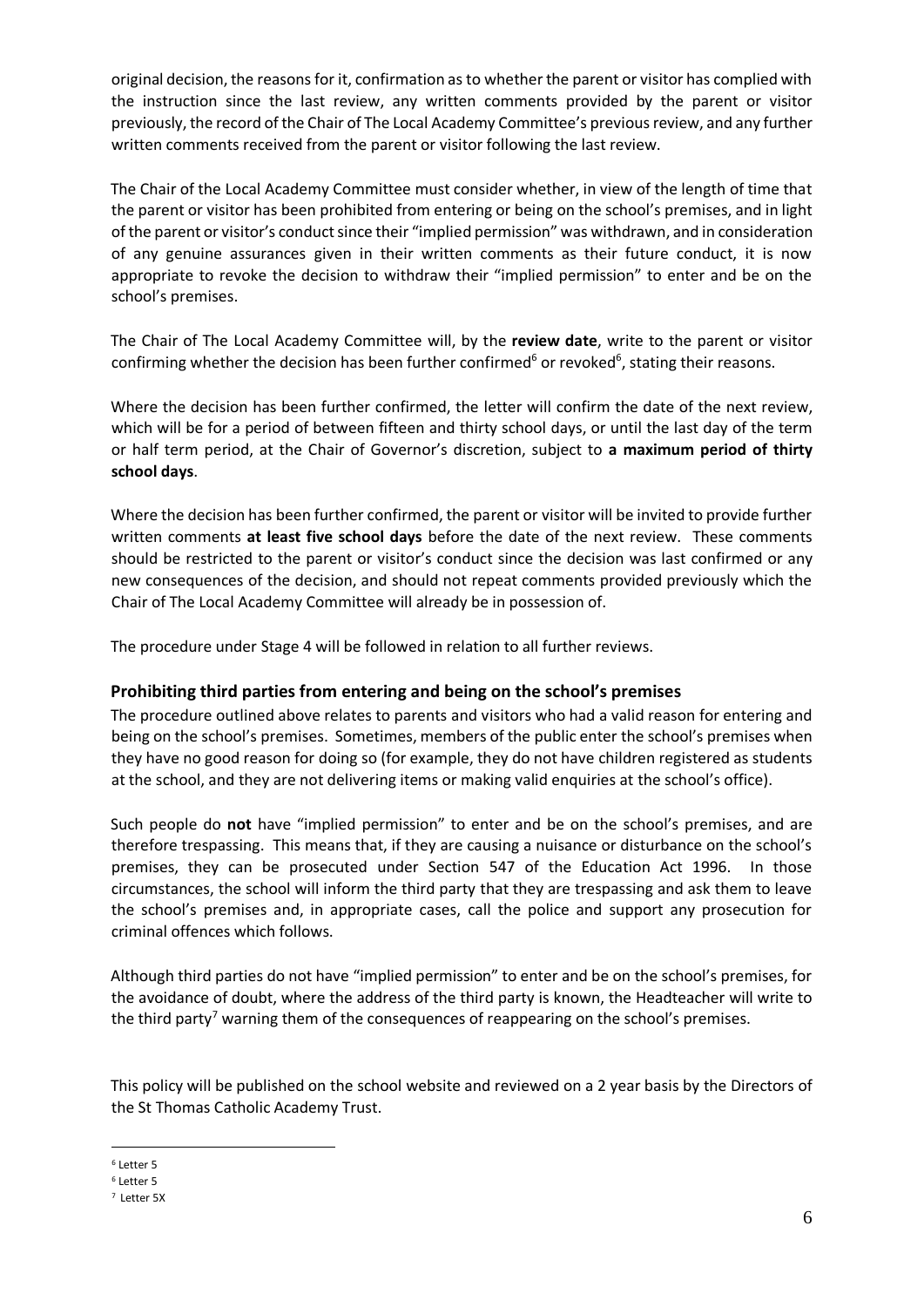original decision, the reasons for it, confirmation as to whether the parent or visitor has complied with the instruction since the last review, any written comments provided by the parent or visitor previously, the record of the Chair of The Local Academy Committee's previous review, and any further written comments received from the parent or visitor following the last review.

The Chair of the Local Academy Committee must consider whether, in view of the length of time that the parent or visitor has been prohibited from entering or being on the school's premises, and in light of the parent or visitor's conduct since their "implied permission" was withdrawn, and in consideration of any genuine assurances given in their written comments as their future conduct, it is now appropriate to revoke the decision to withdraw their "implied permission" to enter and be on the school's premises.

The Chair of The Local Academy Committee will, by the **review date**, write to the parent or visitor confirming whether the decision has been further confirmed[6] or revoked[6], stating their reasons.

Where the decision has been further confirmed, the letter will confirm the date of the next review, which will be for a period of between fifteen and thirty school days, or until the last day of the term or half term period, at the Chair of Governor's discretion, subject to **a maximum period of thirty school days**.

Where the decision has been further confirmed, the parent or visitor will be invited to provide further written comments **at least five school days** before the date of the next review. These comments should be restricted to the parent or visitor's conduct since the decision was last confirmed or any new consequences of the decision, and should not repeat comments provided previously which the Chair of The Local Academy Committee will already be in possession of.

The procedure under Stage 4 will be followed in relation to all further reviews.

### Prohibiting third parties from entering and being on the school's premises

The procedure outlined above relates to parents and visitors who had a valid reason for entering and being on the school's premises. Sometimes, members of the public enter the school's premises when they have no good reason for doing so (for example, they do not have children registered as students at the school, and they are not delivering items or making valid enquiries at the school's office).

Such people do **not** have "implied permission" to enter and be on the school's premises, and are therefore trespassing. This means that, if they are causing a nuisance or disturbance on the school's premises, they can be prosecuted under Section 547 of the Education Act 1996. In those circumstances, the school will inform the third party that they are trespassing and ask them to leave the school's premises and, in appropriate cases, call the police and support any prosecution for criminal offences which follows.

Although third parties do not have "implied permission" to enter and be on the school's premises, for the avoidance of doubt, where the address of the third party is known, the Headteacher will write to the third party[7] warning them of the consequences of reappearing on the school's premises.

This policy will be published on the school website and reviewed on a 2 year basis by the Directors of the St Thomas Catholic Academy Trust.

---

[6] Letter 5

[6] Letter 5

[7] Letter 5X